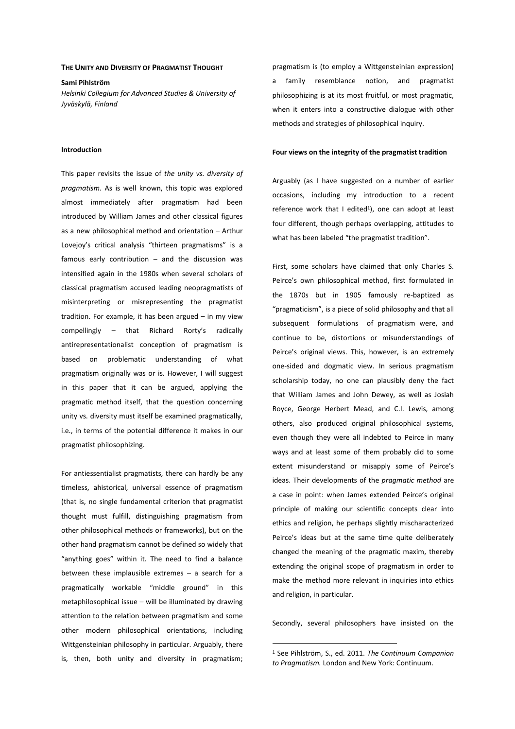# The Unity and Diversity of Pragmatist Thought

**Sami Pihlström**

*Helsinki Collegium for Advanced Studies & University of Jyväskylä, Finland*

## Introduction

This paper revisits the issue of *the unity vs. diversity of pragmatism*. As is well known, this topic was explored almost immediately after pragmatism had been introduced by William James and other classical figures as a new philosophical method and orientation – Arthur Lovejoy's critical analysis "thirteen pragmatisms" is a famous early contribution – and the discussion was intensified again in the 1980s when several scholars of classical pragmatism accused leading neopragmatists of misinterpreting or misrepresenting the pragmatist tradition. For example, it has been argued – in my view compellingly – that Richard Rorty's radically antirepresentationalist conception of pragmatism is based on problematic understanding of what pragmatism originally was or is. However, I will suggest in this paper that it can be argued, applying the pragmatic method itself, that the question concerning unity vs. diversity must itself be examined pragmatically, i.e., in terms of the potential difference it makes in our pragmatist philosophizing.

For antiessentialist pragmatists, there can hardly be any timeless, ahistorical, universal essence of pragmatism (that is, no single fundamental criterion that pragmatist thought must fulfill, distinguishing pragmatism from other philosophical methods or frameworks), but on the other hand pragmatism cannot be defined so widely that "anything goes" within it. The need to find a balance between these implausible extremes – a search for a pragmatically workable "middle ground" in this metaphilosophical issue – will be illuminated by drawing attention to the relation between pragmatism and some other modern philosophical orientations, including Wittgensteinian philosophy in particular. Arguably, there is, then, both unity and diversity in pragmatism; pragmatism is (to employ a Wittgensteinian expression) a family resemblance notion, and pragmatist philosophizing is at its most fruitful, or most pragmatic, when it enters into a constructive dialogue with other methods and strategies of philosophical inquiry.

## Four views on the integrity of the pragmatist tradition

Arguably (as I have suggested on a number of earlier occasions, including my introduction to a recent reference work that I edited[1]), one can adopt at least four different, though perhaps overlapping, attitudes to what has been labeled "the pragmatist tradition".

First, some scholars have claimed that only Charles S. Peirce's own philosophical method, first formulated in the 1870s but in 1905 famously re-baptized as "pragmaticism", is a piece of solid philosophy and that all subsequent formulations of pragmatism were, and continue to be, distortions or misunderstandings of Peirce's original views. This, however, is an extremely one-sided and dogmatic view. In serious pragmatism scholarship today, no one can plausibly deny the fact that William James and John Dewey, as well as Josiah Royce, George Herbert Mead, and C.I. Lewis, among others, also produced original philosophical systems, even though they were all indebted to Peirce in many ways and at least some of them probably did to some extent misunderstand or misapply some of Peirce's ideas. Their developments of the *pragmatic method* are a case in point: when James extended Peirce's original principle of making our scientific concepts clear into ethics and religion, he perhaps slightly mischaracterized Peirce's ideas but at the same time quite deliberately changed the meaning of the pragmatic maxim, thereby extending the original scope of pragmatism in order to make the method more relevant in inquiries into ethics and religion, in particular.

Secondly, several philosophers have insisted on the

[1] See Pihlström, S., ed. 2011. *The Continuum Companion to Pragmatism.* London and New York: Continuum.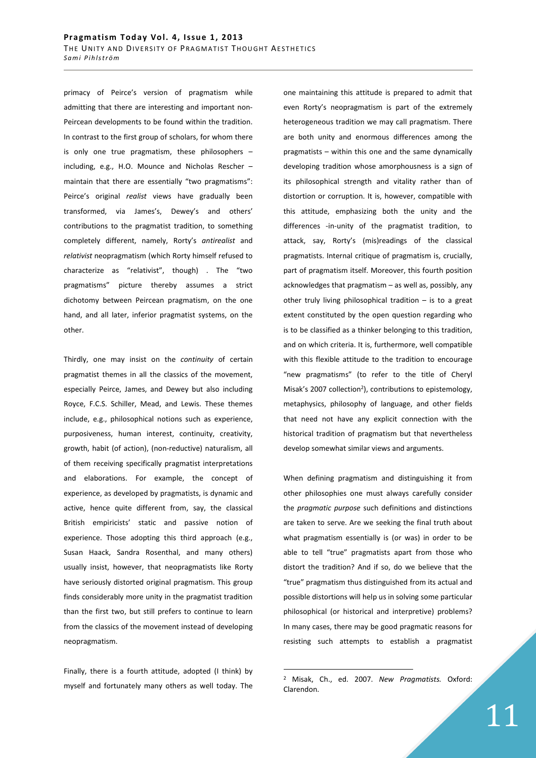primacy of Peirce's version of pragmatism while admitting that there are interesting and important non-Peircean developments to be found within the tradition. In contrast to the first group of scholars, for whom there is only one true pragmatism, these philosophers – including, e.g., H.O. Mounce and Nicholas Rescher – maintain that there are essentially "two pragmatisms": Peirce's original *realist* views have gradually been transformed, via James's, Dewey's and others' contributions to the pragmatist tradition, to something completely different, namely, Rorty's *antirealist* and *relativist* neopragmatism (which Rorty himself refused to characterize as "relativist", though) . The "two pragmatisms" picture thereby assumes a strict dichotomy between Peircean pragmatism, on the one hand, and all later, inferior pragmatist systems, on the other.

Thirdly, one may insist on the *continuity* of certain pragmatist themes in all the classics of the movement, especially Peirce, James, and Dewey but also including Royce, F.C.S. Schiller, Mead, and Lewis. These themes include, e.g., philosophical notions such as experience, purposiveness, human interest, continuity, creativity, growth, habit (of action), (non-reductive) naturalism, all of them receiving specifically pragmatist interpretations and elaborations. For example, the concept of experience, as developed by pragmatists, is dynamic and active, hence quite different from, say, the classical British empiricists' static and passive notion of experience. Those adopting this third approach (e.g., Susan Haack, Sandra Rosenthal, and many others) usually insist, however, that neopragmatists like Rorty have seriously distorted original pragmatism. This group finds considerably more unity in the pragmatist tradition than the first two, but still prefers to continue to learn from the classics of the movement instead of developing neopragmatism.

Finally, there is a fourth attitude, adopted (I think) by myself and fortunately many others as well today. The one maintaining this attitude is prepared to admit that even Rorty's neopragmatism is part of the extremely heterogeneous tradition we may call pragmatism. There are both unity and enormous differences among the pragmatists – within this one and the same dynamically developing tradition whose amorphousness is a sign of its philosophical strength and vitality rather than of distortion or corruption. It is, however, compatible with this attitude, emphasizing both the unity and the differences -in-unity of the pragmatist tradition, to attack, say, Rorty's (mis)readings of the classical pragmatists. Internal critique of pragmatism is, crucially, part of pragmatism itself. Moreover, this fourth position acknowledges that pragmatism – as well as, possibly, any other truly living philosophical tradition – is to a great extent constituted by the open question regarding who is to be classified as a thinker belonging to this tradition, and on which criteria. It is, furthermore, well compatible with this flexible attitude to the tradition to encourage "new pragmatisms" (to refer to the title of Cheryl Misak's 2007 collection[2]), contributions to epistemology, metaphysics, philosophy of language, and other fields that need not have any explicit connection with the historical tradition of pragmatism but that nevertheless develop somewhat similar views and arguments.

When defining pragmatism and distinguishing it from other philosophies one must always carefully consider the *pragmatic purpose* such definitions and distinctions are taken to serve. Are we seeking the final truth about what pragmatism essentially is (or was) in order to be able to tell "true" pragmatists apart from those who distort the tradition? And if so, do we believe that the "true" pragmatism thus distinguished from its actual and possible distortions will help us in solving some particular philosophical (or historical and interpretive) problems? In many cases, there may be good pragmatic reasons for resisting such attempts to establish a pragmatist

[2] Misak, Ch., ed. 2007. *New Pragmatists.* Oxford: Clarendon.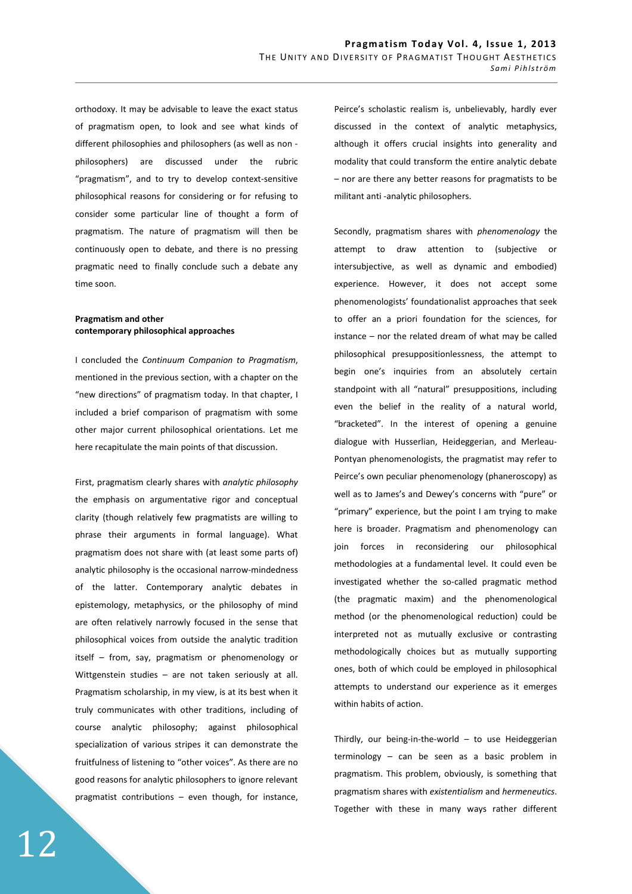orthodoxy. It may be advisable to leave the exact status of pragmatism open, to look and see what kinds of different philosophies and philosophers (as well as non - philosophers) are discussed under the rubric "pragmatism", and to try to develop context-sensitive philosophical reasons for considering or for refusing to consider some particular line of thought a form of pragmatism. The nature of pragmatism will then be continuously open to debate, and there is no pressing pragmatic need to finally conclude such a debate any time soon.

**Pragmatism and other contemporary philosophical approaches**

I concluded the *Continuum Companion to Pragmatism*, mentioned in the previous section, with a chapter on the "new directions" of pragmatism today. In that chapter, I included a brief comparison of pragmatism with some other major current philosophical orientations. Let me here recapitulate the main points of that discussion.

First, pragmatism clearly shares with *analytic philosophy* the emphasis on argumentative rigor and conceptual clarity (though relatively few pragmatists are willing to phrase their arguments in formal language). What pragmatism does not share with (at least some parts of) analytic philosophy is the occasional narrow-mindedness of the latter. Contemporary analytic debates in epistemology, metaphysics, or the philosophy of mind are often relatively narrowly focused in the sense that philosophical voices from outside the analytic tradition itself – from, say, pragmatism or phenomenology or Wittgenstein studies – are not taken seriously at all. Pragmatism scholarship, in my view, is at its best when it truly communicates with other traditions, including of course analytic philosophy; against philosophical specialization of various stripes it can demonstrate the fruitfulness of listening to "other voices". As there are no good reasons for analytic philosophers to ignore relevant pragmatist contributions – even though, for instance, Peirce's scholastic realism is, unbelievably, hardly ever discussed in the context of analytic metaphysics, although it offers crucial insights into generality and modality that could transform the entire analytic debate – nor are there any better reasons for pragmatists to be militant anti -analytic philosophers.

Secondly, pragmatism shares with *phenomenology* the attempt to draw attention to (subjective or intersubjective, as well as dynamic and embodied) experience. However, it does not accept some phenomenologists' foundationalist approaches that seek to offer an a priori foundation for the sciences, for instance – nor the related dream of what may be called philosophical presuppositionlessness, the attempt to begin one's inquiries from an absolutely certain standpoint with all "natural" presuppositions, including even the belief in the reality of a natural world, "bracketed". In the interest of opening a genuine dialogue with Husserlian, Heideggerian, and Merleau-Pontyan phenomenologists, the pragmatist may refer to Peirce's own peculiar phenomenology (phaneroscopy) as well as to James's and Dewey's concerns with "pure" or "primary" experience, but the point I am trying to make here is broader. Pragmatism and phenomenology can join forces in reconsidering our philosophical methodologies at a fundamental level. It could even be investigated whether the so-called pragmatic method (the pragmatic maxim) and the phenomenological method (or the phenomenological reduction) could be interpreted not as mutually exclusive or contrasting methodologically choices but as mutually supporting ones, both of which could be employed in philosophical attempts to understand our experience as it emerges within habits of action.

Thirdly, our being-in-the-world – to use Heideggerian terminology – can be seen as a basic problem in pragmatism. This problem, obviously, is something that pragmatism shares with *existentialism* and *hermeneutics*. Together with these in many ways rather different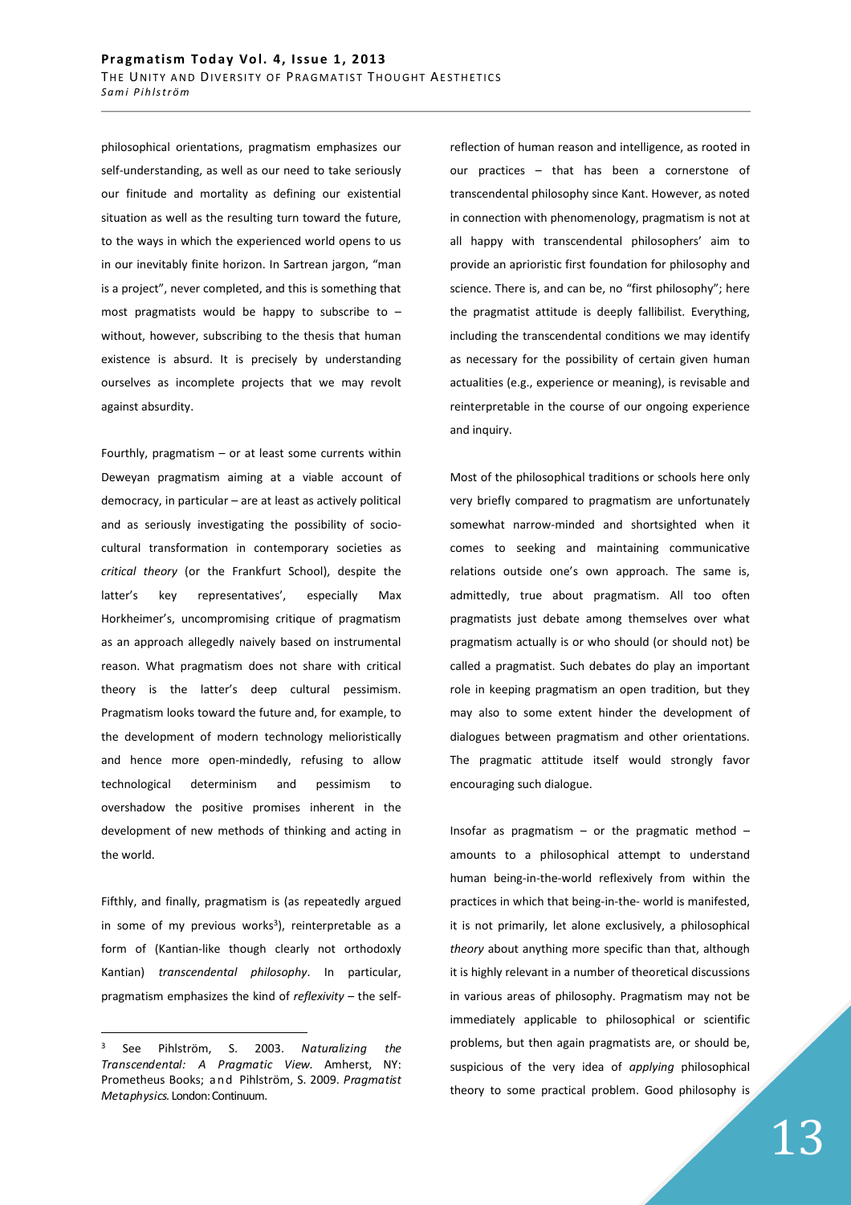philosophical orientations, pragmatism emphasizes our self-understanding, as well as our need to take seriously our finitude and mortality as defining our existential situation as well as the resulting turn toward the future, to the ways in which the experienced world opens to us in our inevitably finite horizon. In Sartrean jargon, "man is a project", never completed, and this is something that most pragmatists would be happy to subscribe to – without, however, subscribing to the thesis that human existence is absurd. It is precisely by understanding ourselves as incomplete projects that we may revolt against absurdity.

Fourthly, pragmatism – or at least some currents within Deweyan pragmatism aiming at a viable account of democracy, in particular – are at least as actively political and as seriously investigating the possibility of socio-cultural transformation in contemporary societies as *critical theory* (or the Frankfurt School), despite the latter's key representatives', especially Max Horkheimer's, uncompromising critique of pragmatism as an approach allegedly naively based on instrumental reason. What pragmatism does not share with critical theory is the latter's deep cultural pessimism. Pragmatism looks toward the future and, for example, to the development of modern technology melioristically and hence more open-mindedly, refusing to allow technological determinism and pessimism to overshadow the positive promises inherent in the development of new methods of thinking and acting in the world.

Fifthly, and finally, pragmatism is (as repeatedly argued in some of my previous works[3]), reinterpretable as a form of (Kantian-like though clearly not orthodoxly Kantian) *transcendental philosophy*. In particular, pragmatism emphasizes the kind of *reflexivity* – the self-reflection of human reason and intelligence, as rooted in our practices – that has been a cornerstone of transcendental philosophy since Kant. However, as noted in connection with phenomenology, pragmatism is not at all happy with transcendental philosophers' aim to provide an aprioristic first foundation for philosophy and science. There is, and can be, no "first philosophy"; here the pragmatist attitude is deeply fallibilist. Everything, including the transcendental conditions we may identify as necessary for the possibility of certain given human actualities (e.g., experience or meaning), is revisable and reinterpretable in the course of our ongoing experience and inquiry.

Most of the philosophical traditions or schools here only very briefly compared to pragmatism are unfortunately somewhat narrow-minded and shortsighted when it comes to seeking and maintaining communicative relations outside one's own approach. The same is, admittedly, true about pragmatism. All too often pragmatists just debate among themselves over what pragmatism actually is or who should (or should not) be called a pragmatist. Such debates do play an important role in keeping pragmatism an open tradition, but they may also to some extent hinder the development of dialogues between pragmatism and other orientations. The pragmatic attitude itself would strongly favor encouraging such dialogue.

Insofar as pragmatism – or the pragmatic method – amounts to a philosophical attempt to understand human being-in-the-world reflexively from within the practices in which that being-in-the- world is manifested, it is not primarily, let alone exclusively, a philosophical *theory* about anything more specific than that, although it is highly relevant in a number of theoretical discussions in various areas of philosophy. Pragmatism may not be immediately applicable to philosophical or scientific problems, but then again pragmatists are, or should be, suspicious of the very idea of *applying* philosophical theory to some practical problem. Good philosophy is

---

[3] See Pihlström, S. 2003. *Naturalizing the Transcendental: A Pragmatic View.* Amherst, NY: Prometheus Books; and Pihlström, S. 2009. *Pragmatist Metaphysics.* London: Continuum.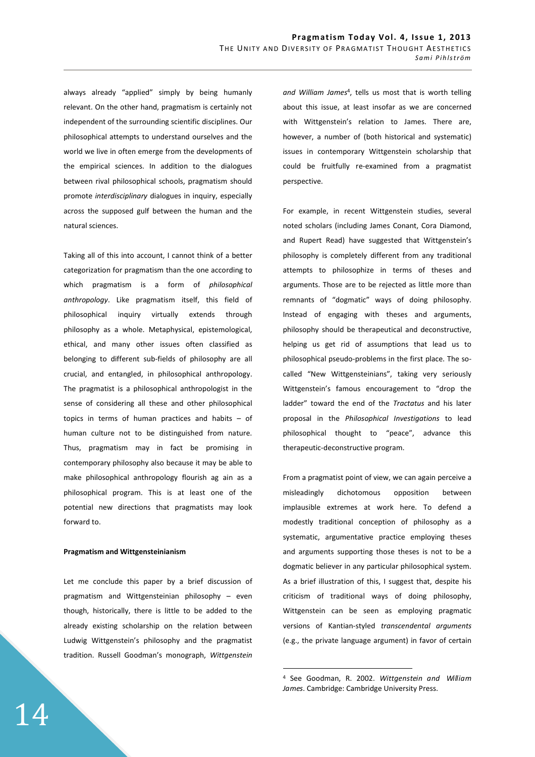always already "applied" simply by being humanly relevant. On the other hand, pragmatism is certainly not independent of the surrounding scientific disciplines. Our philosophical attempts to understand ourselves and the world we live in often emerge from the developments of the empirical sciences. In addition to the dialogues between rival philosophical schools, pragmatism should promote *interdisciplinary* dialogues in inquiry, especially across the supposed gulf between the human and the natural sciences.

Taking all of this into account, I cannot think of a better categorization for pragmatism than the one according to which pragmatism is a form of *philosophical anthropology*. Like pragmatism itself, this field of philosophical inquiry virtually extends through philosophy as a whole. Metaphysical, epistemological, ethical, and many other issues often classified as belonging to different sub-fields of philosophy are all crucial, and entangled, in philosophical anthropology. The pragmatist is a philosophical anthropologist in the sense of considering all these and other philosophical topics in terms of human practices and habits – of human culture not to be distinguished from nature. Thus, pragmatism may in fact be promising in contemporary philosophy also because it may be able to make philosophical anthropology flourish ag ain as a philosophical program. This is at least one of the potential new directions that pragmatists may look forward to.

**Pragmatism and Wittgensteinianism**

Let me conclude this paper by a brief discussion of pragmatism and Wittgensteinian philosophy – even though, historically, there is little to be added to the already existing scholarship on the relation between Ludwig Wittgenstein's philosophy and the pragmatist tradition. Russell Goodman's monograph, *Wittgenstein and William James*[4], tells us most that is worth telling about this issue, at least insofar as we are concerned with Wittgenstein's relation to James. There are, however, a number of (both historical and systematic) issues in contemporary Wittgenstein scholarship that could be fruitfully re-examined from a pragmatist perspective.

For example, in recent Wittgenstein studies, several noted scholars (including James Conant, Cora Diamond, and Rupert Read) have suggested that Wittgenstein's philosophy is completely different from any traditional attempts to philosophize in terms of theses and arguments. Those are to be rejected as little more than remnants of "dogmatic" ways of doing philosophy. Instead of engaging with theses and arguments, philosophy should be therapeutical and deconstructive, helping us get rid of assumptions that lead us to philosophical pseudo-problems in the first place. The so-called "New Wittgensteinians", taking very seriously Wittgenstein's famous encouragement to "drop the ladder" toward the end of the *Tractatus* and his later proposal in the *Philosophical Investigations* to lead philosophical thought to "peace", advance this therapeutic-deconstructive program.

From a pragmatist point of view, we can again perceive a misleadingly dichotomous opposition between implausible extremes at work here. To defend a modestly traditional conception of philosophy as a systematic, argumentative practice employing theses and arguments supporting those theses is not to be a dogmatic believer in any particular philosophical system. As a brief illustration of this, I suggest that, despite his criticism of traditional ways of doing philosophy, Wittgenstein can be seen as employing pragmatic versions of Kantian-styled *transcendental arguments* (e.g., the private language argument) in favor of certain

[4] See Goodman, R. 2002. *Wittgenstein and William James*. Cambridge: Cambridge University Press.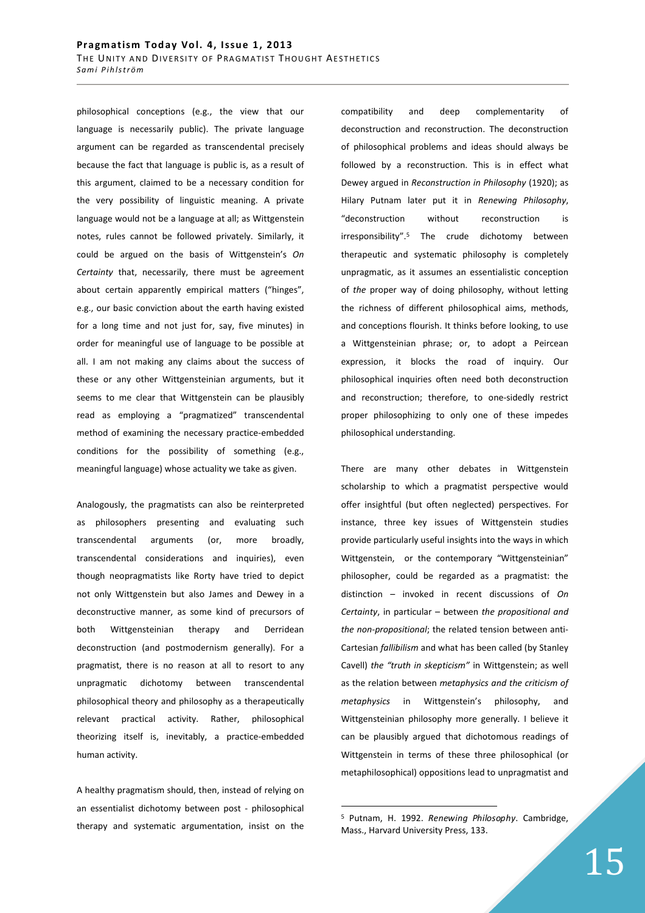philosophical conceptions (e.g., the view that our language is necessarily public). The private language argument can be regarded as transcendental precisely because the fact that language is public is, as a result of this argument, claimed to be a necessary condition for the very possibility of linguistic meaning. A private language would not be a language at all; as Wittgenstein notes, rules cannot be followed privately. Similarly, it could be argued on the basis of Wittgenstein's *On Certainty* that, necessarily, there must be agreement about certain apparently empirical matters ("hinges", e.g., our basic conviction about the earth having existed for a long time and not just for, say, five minutes) in order for meaningful use of language to be possible at all. I am not making any claims about the success of these or any other Wittgensteinian arguments, but it seems to me clear that Wittgenstein can be plausibly read as employing a "pragmatized" transcendental method of examining the necessary practice-embedded conditions for the possibility of something (e.g., meaningful language) whose actuality we take as given.

Analogously, the pragmatists can also be reinterpreted as philosophers presenting and evaluating such transcendental arguments (or, more broadly, transcendental considerations and inquiries), even though neopragmatists like Rorty have tried to depict not only Wittgenstein but also James and Dewey in a deconstructive manner, as some kind of precursors of both Wittgensteinian therapy and Derridean deconstruction (and postmodernism generally). For a pragmatist, there is no reason at all to resort to any unpragmatic dichotomy between transcendental philosophical theory and philosophy as a therapeutically relevant practical activity. Rather, philosophical theorizing itself is, inevitably, a practice-embedded human activity.

A healthy pragmatism should, then, instead of relying on an essentialist dichotomy between post - philosophical therapy and systematic argumentation, insist on the compatibility and deep complementarity of deconstruction and reconstruction. The deconstruction of philosophical problems and ideas should always be followed by a reconstruction. This is in effect what Dewey argued in *Reconstruction in Philosophy* (1920); as Hilary Putnam later put it in *Renewing Philosophy*, "deconstruction without reconstruction is irresponsibility".[5] The crude dichotomy between therapeutic and systematic philosophy is completely unpragmatic, as it assumes an essentialistic conception of *the* proper way of doing philosophy, without letting the richness of different philosophical aims, methods, and conceptions flourish. It thinks before looking, to use a Wittgensteinian phrase; or, to adopt a Peircean expression, it blocks the road of inquiry. Our philosophical inquiries often need both deconstruction and reconstruction; therefore, to one-sidedly restrict proper philosophizing to only one of these impedes philosophical understanding.

There are many other debates in Wittgenstein scholarship to which a pragmatist perspective would offer insightful (but often neglected) perspectives. For instance, three key issues of Wittgenstein studies provide particularly useful insights into the ways in which Wittgenstein, or the contemporary "Wittgensteinian" philosopher, could be regarded as a pragmatist: the distinction – invoked in recent discussions of *On Certainty*, in particular – between *the propositional and the non-propositional*; the related tension between anti-Cartesian *fallibilism* and what has been called (by Stanley Cavell) *the "truth in skepticism"* in Wittgenstein; as well as the relation between *metaphysics and the criticism of metaphysics* in Wittgenstein's philosophy, and Wittgensteinian philosophy more generally. I believe it can be plausibly argued that dichotomous readings of Wittgenstein in terms of these three philosophical (or metaphilosophical) oppositions lead to unpragmatist and

[5] Putnam, H. 1992. *Renewing Philosophy*. Cambridge, Mass., Harvard University Press, 133.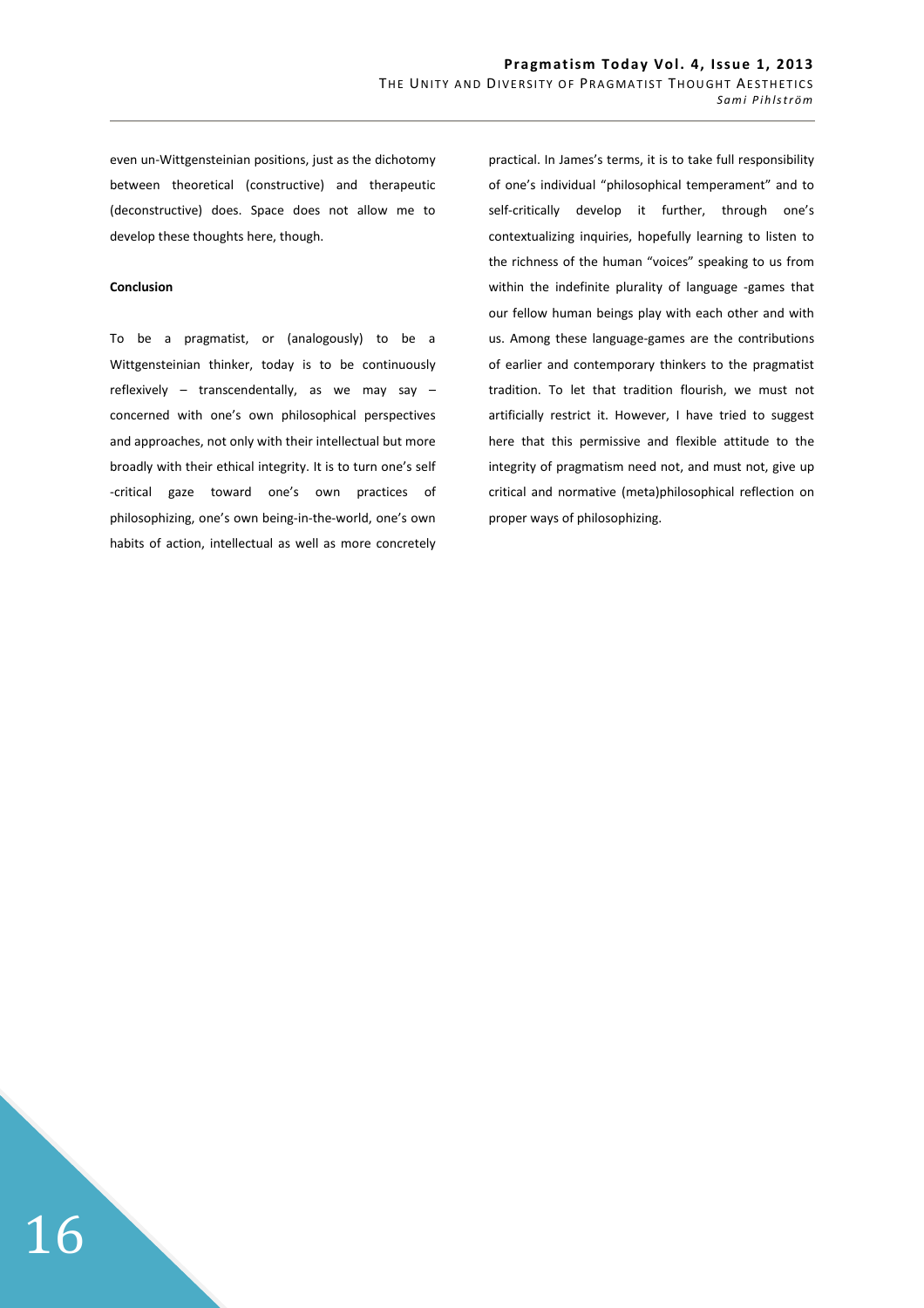even un-Wittgensteinian positions, just as the dichotomy between theoretical (constructive) and therapeutic (deconstructive) does. Space does not allow me to develop these thoughts here, though.

**Conclusion**

To be a pragmatist, or (analogously) to be a Wittgensteinian thinker, today is to be continuously reflexively – transcendentally, as we may say – concerned with one's own philosophical perspectives and approaches, not only with their intellectual but more broadly with their ethical integrity. It is to turn one's self-critical gaze toward one's own practices of philosophizing, one's own being-in-the-world, one's own habits of action, intellectual as well as more concretely practical. In James's terms, it is to take full responsibility of one's individual "philosophical temperament" and to self-critically develop it further, through one's contextualizing inquiries, hopefully learning to listen to the richness of the human "voices" speaking to us from within the indefinite plurality of language-games that our fellow human beings play with each other and with us. Among these language-games are the contributions of earlier and contemporary thinkers to the pragmatist tradition. To let that tradition flourish, we must not artificially restrict it. However, I have tried to suggest here that this permissive and flexible attitude to the integrity of pragmatism need not, and must not, give up critical and normative (meta)philosophical reflection on proper ways of philosophizing.